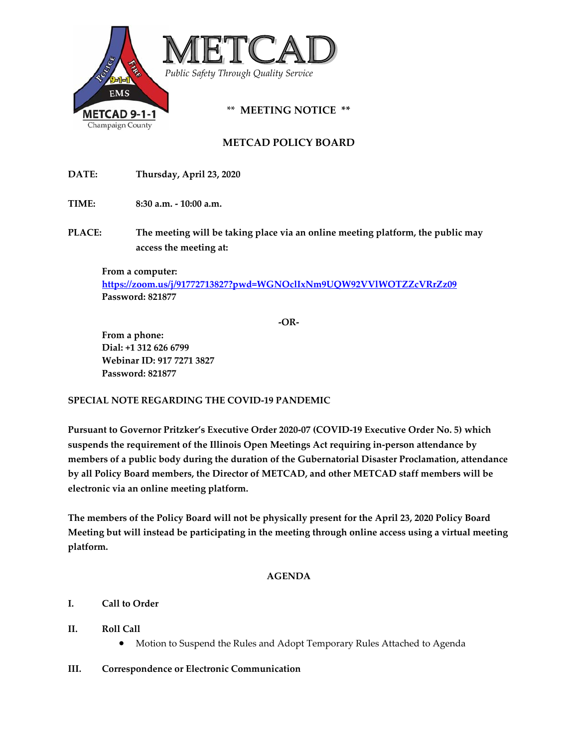# METCAD

*Public Safety Through Quality Service*

** MEETING NOTICE **

## METCAD POLICY BOARD

**DATE:** Thursday, April 23, 2020

**TIME:** 8:30 a.m. - 10:00 a.m.

**PLACE:** The meeting will be taking place via an online meeting platform, the public may access the meeting at:

**From a computer:**
**https://zoom.us/j/91772713827?pwd=WGNOclIxNm9UQW92VVlWOTZZcVRrZz09**
**Password: 821877**

**-OR-**

**From a phone:**
**Dial: +1 312 626 6799**
**Webinar ID: 917 7271 3827**
**Password: 821877**

**SPECIAL NOTE REGARDING THE COVID-19 PANDEMIC**

**Pursuant to Governor Pritzker's Executive Order 2020-07 (COVID-19 Executive Order No. 5) which suspends the requirement of the Illinois Open Meetings Act requiring in-person attendance by members of a public body during the duration of the Gubernatorial Disaster Proclamation, attendance by all Policy Board members, the Director of METCAD, and other METCAD staff members will be electronic via an online meeting platform.**

**The members of the Policy Board will not be physically present for the April 23, 2020 Policy Board Meeting but will instead be participating in the meeting through online access using a virtual meeting platform.**

## AGENDA

**I. Call to Order**

**II. Roll Call**

- Motion to Suspend the Rules and Adopt Temporary Rules Attached to Agenda

**III. Correspondence or Electronic Communication**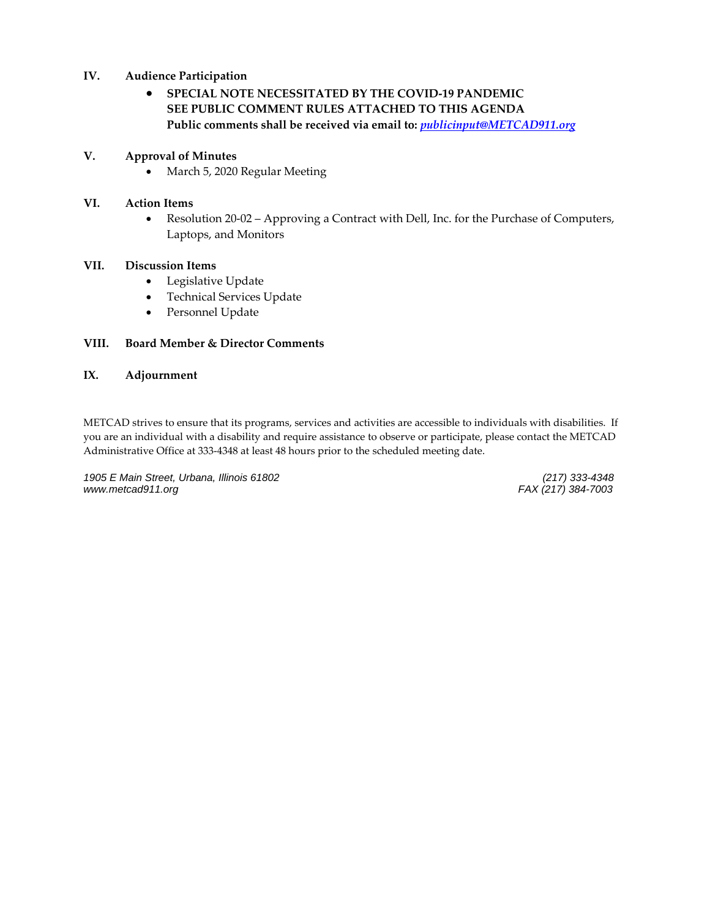## IV. Audience Participation

- **SPECIAL NOTE NECESSITATED BY THE COVID-19 PANDEMIC**
  **SEE PUBLIC COMMENT RULES ATTACHED TO THIS AGENDA**
  **Public comments shall be received via email to: *publicinput@METCAD911.org***

## V. Approval of Minutes

- March 5, 2020 Regular Meeting

## VI. Action Items

- Resolution 20-02 – Approving a Contract with Dell, Inc. for the Purchase of Computers, Laptops, and Monitors

## VII. Discussion Items

- Legislative Update
- Technical Services Update
- Personnel Update

## VIII. Board Member & Director Comments

## IX. Adjournment

METCAD strives to ensure that its programs, services and activities are accessible to individuals with disabilities. If you are an individual with a disability and require assistance to observe or participate, please contact the METCAD Administrative Office at 333-4348 at least 48 hours prior to the scheduled meeting date.

*1905 E Main Street, Urbana, Illinois 61802* *(217) 333-4348*
*www.metcad911.org* *FAX (217) 384-7003*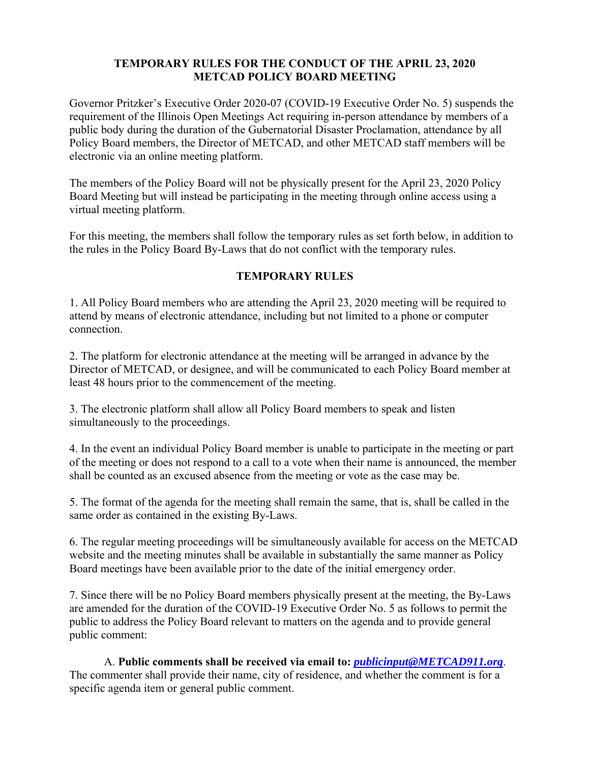**TEMPORARY RULES FOR THE CONDUCT OF THE APRIL 23, 2020 METCAD POLICY BOARD MEETING**

Governor Pritzker's Executive Order 2020-07 (COVID-19 Executive Order No. 5) suspends the requirement of the Illinois Open Meetings Act requiring in-person attendance by members of a public body during the duration of the Gubernatorial Disaster Proclamation, attendance by all Policy Board members, the Director of METCAD, and other METCAD staff members will be electronic via an online meeting platform.

The members of the Policy Board will not be physically present for the April 23, 2020 Policy Board Meeting but will instead be participating in the meeting through online access using a virtual meeting platform.

For this meeting, the members shall follow the temporary rules as set forth below, in addition to the rules in the Policy Board By-Laws that do not conflict with the temporary rules.

**TEMPORARY RULES**

1. All Policy Board members who are attending the April 23, 2020 meeting will be required to attend by means of electronic attendance, including but not limited to a phone or computer connection.

2. The platform for electronic attendance at the meeting will be arranged in advance by the Director of METCAD, or designee, and will be communicated to each Policy Board member at least 48 hours prior to the commencement of the meeting.

3. The electronic platform shall allow all Policy Board members to speak and listen simultaneously to the proceedings.

4. In the event an individual Policy Board member is unable to participate in the meeting or part of the meeting or does not respond to a call to a vote when their name is announced, the member shall be counted as an excused absence from the meeting or vote as the case may be.

5. The format of the agenda for the meeting shall remain the same, that is, shall be called in the same order as contained in the existing By-Laws.

6. The regular meeting proceedings will be simultaneously available for access on the METCAD website and the meeting minutes shall be available in substantially the same manner as Policy Board meetings have been available prior to the date of the initial emergency order.

7. Since there will be no Policy Board members physically present at the meeting, the By-Laws are amended for the duration of the COVID-19 Executive Order No. 5 as follows to permit the public to address the Policy Board relevant to matters on the agenda and to provide general public comment:

A. **Public comments shall be received via email to: *publicinput@METCAD911.org***. The commenter shall provide their name, city of residence, and whether the comment is for a specific agenda item or general public comment.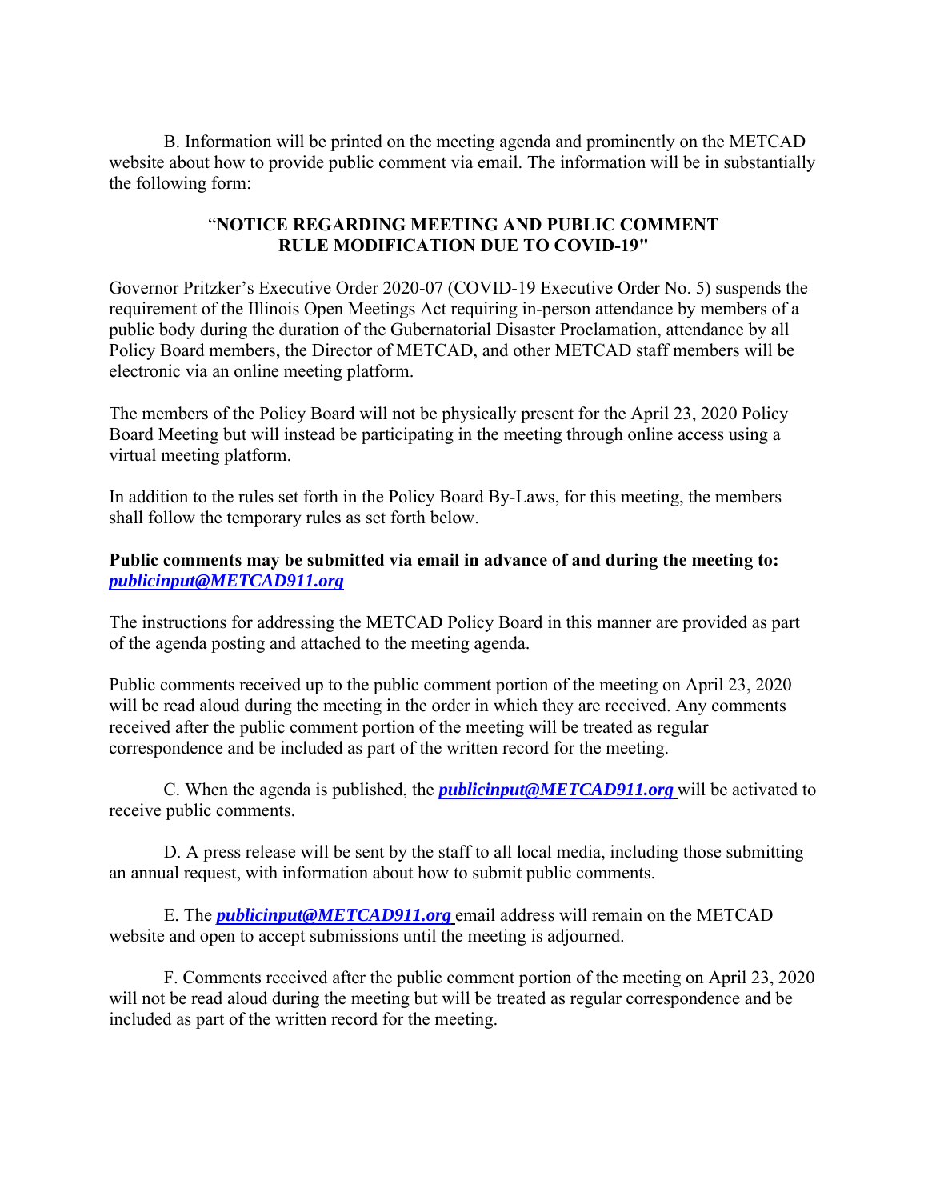B. Information will be printed on the meeting agenda and prominently on the METCAD website about how to provide public comment via email. The information will be in substantially the following form:

**"NOTICE REGARDING MEETING AND PUBLIC COMMENT RULE MODIFICATION DUE TO COVID-19"**

Governor Pritzker's Executive Order 2020-07 (COVID-19 Executive Order No. 5) suspends the requirement of the Illinois Open Meetings Act requiring in-person attendance by members of a public body during the duration of the Gubernatorial Disaster Proclamation, attendance by all Policy Board members, the Director of METCAD, and other METCAD staff members will be electronic via an online meeting platform.

The members of the Policy Board will not be physically present for the April 23, 2020 Policy Board Meeting but will instead be participating in the meeting through online access using a virtual meeting platform.

In addition to the rules set forth in the Policy Board By-Laws, for this meeting, the members shall follow the temporary rules as set forth below.

**Public comments may be submitted via email in advance of and during the meeting to:** ***publicinput@METCAD911.org***

The instructions for addressing the METCAD Policy Board in this manner are provided as part of the agenda posting and attached to the meeting agenda.

Public comments received up to the public comment portion of the meeting on April 23, 2020 will be read aloud during the meeting in the order in which they are received. Any comments received after the public comment portion of the meeting will be treated as regular correspondence and be included as part of the written record for the meeting.

C. When the agenda is published, the ***publicinput@METCAD911.org*** will be activated to receive public comments.

D. A press release will be sent by the staff to all local media, including those submitting an annual request, with information about how to submit public comments.

E. The ***publicinput@METCAD911.org*** email address will remain on the METCAD website and open to accept submissions until the meeting is adjourned.

F. Comments received after the public comment portion of the meeting on April 23, 2020 will not be read aloud during the meeting but will be treated as regular correspondence and be included as part of the written record for the meeting.